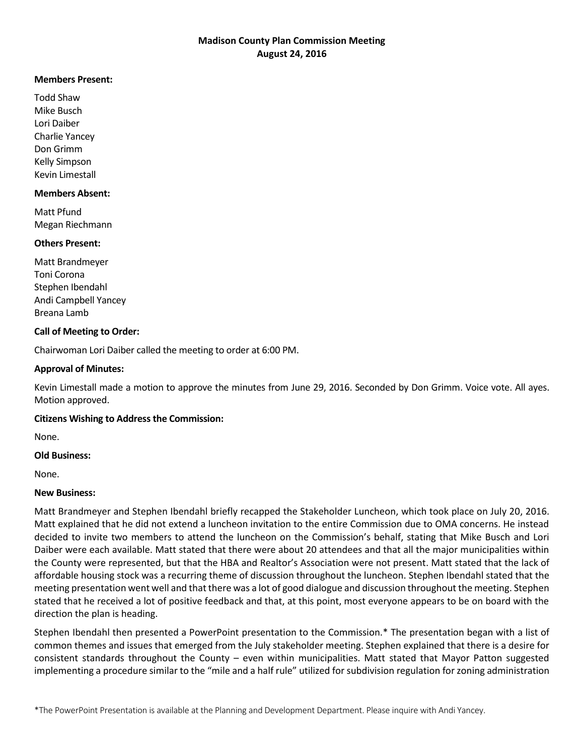# Madison County Plan Commission Meeting
## August 24, 2016

**Members Present:**

Todd Shaw
Mike Busch
Lori Daiber
Charlie Yancey
Don Grimm
Kelly Simpson
Kevin Limestall

**Members Absent:**

Matt Pfund
Megan Riechmann

**Others Present:**

Matt Brandmeyer
Toni Corona
Stephen Ibendahl
Andi Campbell Yancey
Breana Lamb

**Call of Meeting to Order:**

Chairwoman Lori Daiber called the meeting to order at 6:00 PM.

**Approval of Minutes:**

Kevin Limestall made a motion to approve the minutes from June 29, 2016. Seconded by Don Grimm. Voice vote. All ayes. Motion approved.

**Citizens Wishing to Address the Commission:**

None.

**Old Business:**

None.

**New Business:**

Matt Brandmeyer and Stephen Ibendahl briefly recapped the Stakeholder Luncheon, which took place on July 20, 2016. Matt explained that he did not extend a luncheon invitation to the entire Commission due to OMA concerns. He instead decided to invite two members to attend the luncheon on the Commission's behalf, stating that Mike Busch and Lori Daiber were each available. Matt stated that there were about 20 attendees and that all the major municipalities within the County were represented, but that the HBA and Realtor's Association were not present. Matt stated that the lack of affordable housing stock was a recurring theme of discussion throughout the luncheon. Stephen Ibendahl stated that the meeting presentation went well and that there was a lot of good dialogue and discussion throughout the meeting. Stephen stated that he received a lot of positive feedback and that, at this point, most everyone appears to be on board with the direction the plan is heading.

Stephen Ibendahl then presented a PowerPoint presentation to the Commission.* The presentation began with a list of common themes and issues that emerged from the July stakeholder meeting. Stephen explained that there is a desire for consistent standards throughout the County – even within municipalities. Matt stated that Mayor Patton suggested implementing a procedure similar to the "mile and a half rule" utilized for subdivision regulation for zoning administration

*The PowerPoint Presentation is available at the Planning and Development Department. Please inquire with Andi Yancey.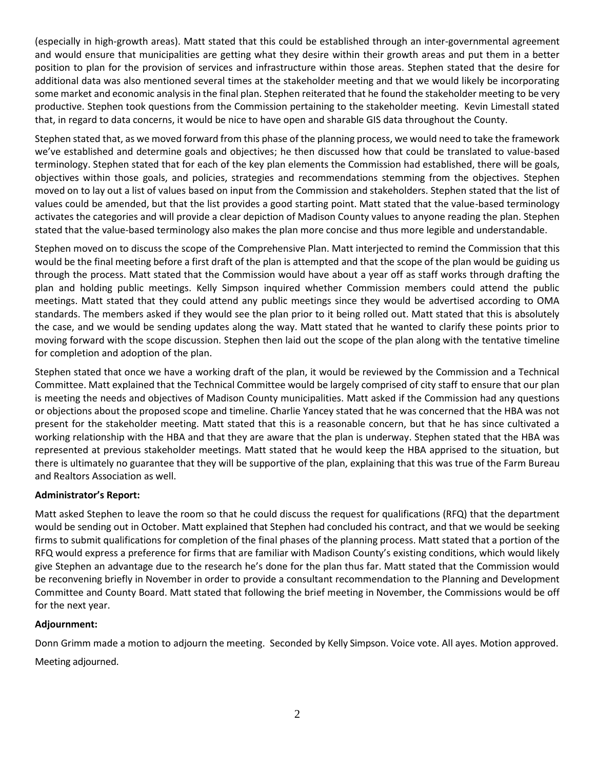(especially in high-growth areas). Matt stated that this could be established through an inter-governmental agreement and would ensure that municipalities are getting what they desire within their growth areas and put them in a better position to plan for the provision of services and infrastructure within those areas. Stephen stated that the desire for additional data was also mentioned several times at the stakeholder meeting and that we would likely be incorporating some market and economic analysis in the final plan. Stephen reiterated that he found the stakeholder meeting to be very productive. Stephen took questions from the Commission pertaining to the stakeholder meeting. Kevin Limestall stated that, in regard to data concerns, it would be nice to have open and sharable GIS data throughout the County.

Stephen stated that, as we moved forward from this phase of the planning process, we would need to take the framework we've established and determine goals and objectives; he then discussed how that could be translated to value-based terminology. Stephen stated that for each of the key plan elements the Commission had established, there will be goals, objectives within those goals, and policies, strategies and recommendations stemming from the objectives. Stephen moved on to lay out a list of values based on input from the Commission and stakeholders. Stephen stated that the list of values could be amended, but that the list provides a good starting point. Matt stated that the value-based terminology activates the categories and will provide a clear depiction of Madison County values to anyone reading the plan. Stephen stated that the value-based terminology also makes the plan more concise and thus more legible and understandable.

Stephen moved on to discuss the scope of the Comprehensive Plan. Matt interjected to remind the Commission that this would be the final meeting before a first draft of the plan is attempted and that the scope of the plan would be guiding us through the process. Matt stated that the Commission would have about a year off as staff works through drafting the plan and holding public meetings. Kelly Simpson inquired whether Commission members could attend the public meetings. Matt stated that they could attend any public meetings since they would be advertised according to OMA standards. The members asked if they would see the plan prior to it being rolled out. Matt stated that this is absolutely the case, and we would be sending updates along the way. Matt stated that he wanted to clarify these points prior to moving forward with the scope discussion. Stephen then laid out the scope of the plan along with the tentative timeline for completion and adoption of the plan.

Stephen stated that once we have a working draft of the plan, it would be reviewed by the Commission and a Technical Committee. Matt explained that the Technical Committee would be largely comprised of city staff to ensure that our plan is meeting the needs and objectives of Madison County municipalities. Matt asked if the Commission had any questions or objections about the proposed scope and timeline. Charlie Yancey stated that he was concerned that the HBA was not present for the stakeholder meeting. Matt stated that this is a reasonable concern, but that he has since cultivated a working relationship with the HBA and that they are aware that the plan is underway. Stephen stated that the HBA was represented at previous stakeholder meetings. Matt stated that he would keep the HBA apprised to the situation, but there is ultimately no guarantee that they will be supportive of the plan, explaining that this was true of the Farm Bureau and Realtors Association as well.

**Administrator's Report:**

Matt asked Stephen to leave the room so that he could discuss the request for qualifications (RFQ) that the department would be sending out in October. Matt explained that Stephen had concluded his contract, and that we would be seeking firms to submit qualifications for completion of the final phases of the planning process. Matt stated that a portion of the RFQ would express a preference for firms that are familiar with Madison County's existing conditions, which would likely give Stephen an advantage due to the research he's done for the plan thus far. Matt stated that the Commission would be reconvening briefly in November in order to provide a consultant recommendation to the Planning and Development Committee and County Board. Matt stated that following the brief meeting in November, the Commissions would be off for the next year.

**Adjournment:**

Donn Grimm made a motion to adjourn the meeting. Seconded by Kelly Simpson. Voice vote. All ayes. Motion approved.

Meeting adjourned.